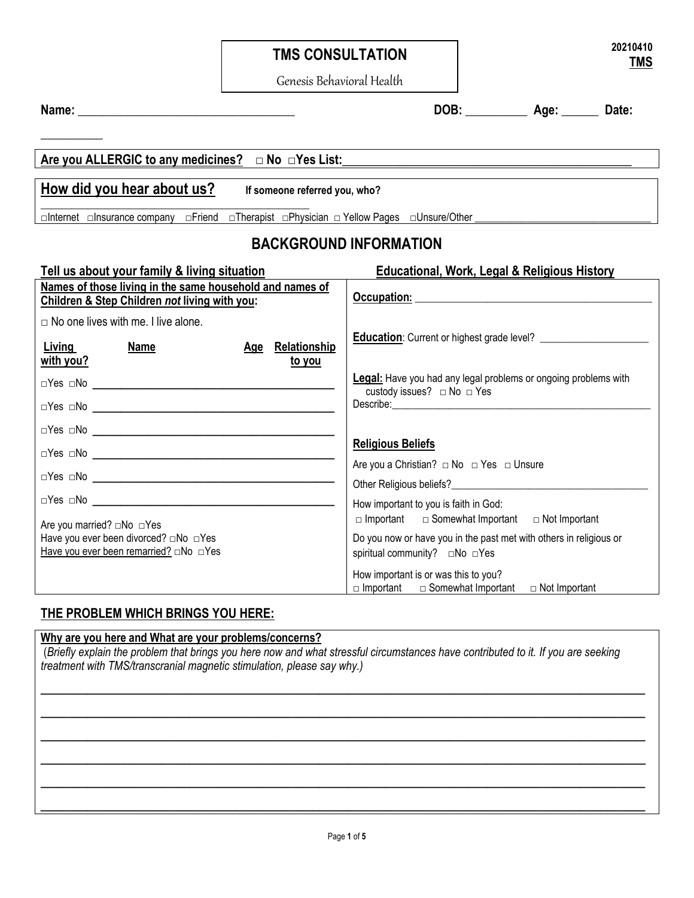# TMS CONSULTATION

Genesis Behavioral Health

20210410
**TMS**

**Name:** ___________________________________ **DOB:** __________ **Age:** ______ **Date:** __________

**Are you ALLERGIC to any medicines?** □ No □Yes List:_______________________________________________

**How did you hear about us?** **If someone referred you, who?** _______________________________________________

□Internet □Insurance company □Friend □Therapist □Physician □ Yellow Pages □Unsure/Other ________________________________

## BACKGROUND INFORMATION

### Tell us about your family & living situation

**Names of those living in the same household and names of Children & Step Children *not* living with you:**

□ No one lives with me. I live alone.

| Living with you? | Name | Age | Relationship to you |
|---|---|---|---|
| □Yes □No | | | |
| □Yes □No | | | |
| □Yes □No | | | |
| □Yes □No | | | |
| □Yes □No | | | |
| □Yes □No | | | |

Are you married? □No □Yes
Have you ever been divorced? □No □Yes
Have you ever been remarried? □No □Yes

### Educational, Work, Legal & Religious History

**Occupation:** _____________________________________________

**Education**: Current or highest grade level? ____________________

**Legal:** Have you had any legal problems or ongoing problems with custody issues? □ No □ Yes
Describe:___________________________________________________

**Religious Beliefs**

Are you a Christian? □ No □ Yes □ Unsure

Other Religious beliefs?_____________________________________

How important to you is faith in God:
□ Important □ Somewhat Important □ Not Important

Do you now or have you in the past met with others in religious or spiritual community? □No □Yes

How important is or was this to you?
□ Important □ Somewhat Important □ Not Important

## THE PROBLEM WHICH BRINGS YOU HERE:

**Why are you here and What are your problems/concerns?**
(*Briefly explain the problem that brings you here now and what stressful circumstances have contributed to it. If you are seeking treatment with TMS/transcranial magnetic stimulation, please say why.)*

______________________________________________________________________________________
______________________________________________________________________________________
______________________________________________________________________________________
______________________________________________________________________________________
______________________________________________________________________________________
______________________________________________________________________________________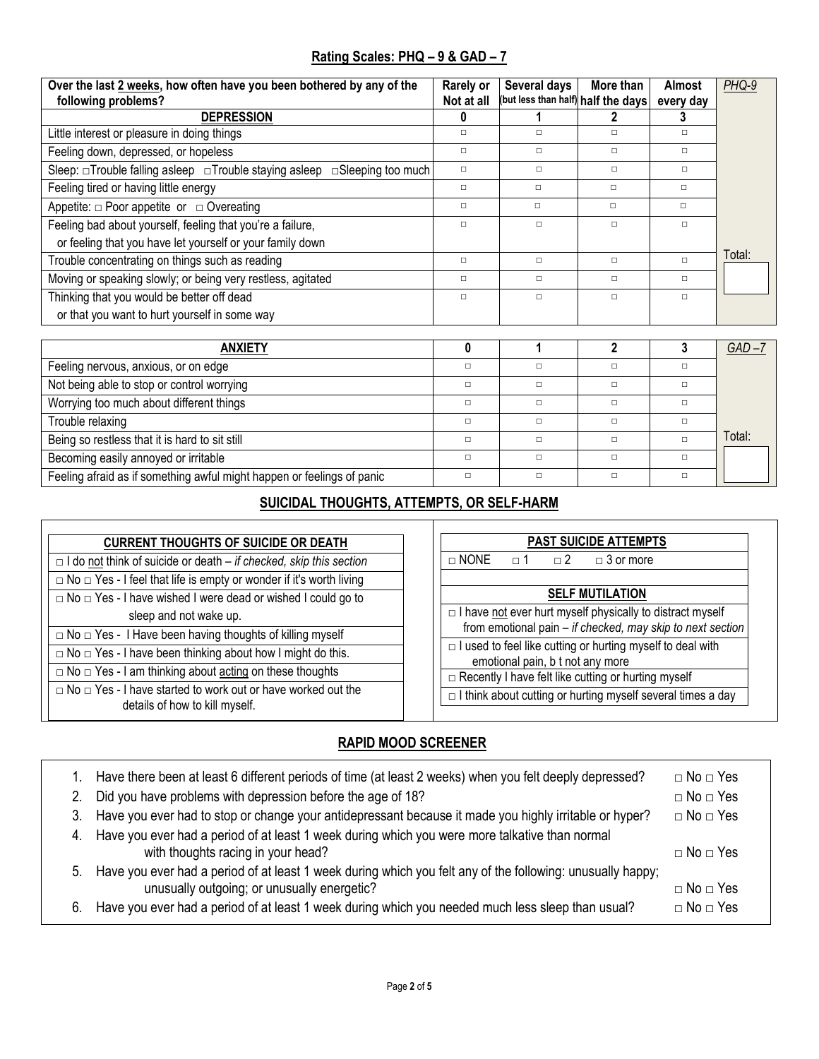## Rating Scales: PHQ – 9 & GAD – 7

| Over the last 2 weeks, how often have you been bothered by any of the following problems? | Rarely or Not at all | Several days (but less than half) | More than half the days | Almost every day | *PHQ-9* |
|---|---|---|---|---|---|
| **DEPRESSION** | **0** | **1** | **2** | **3** | |
| Little interest or pleasure in doing things | □ | □ | □ | □ | |
| Feeling down, depressed, or hopeless | □ | □ | □ | □ | |
| Sleep: □Trouble falling asleep □Trouble staying asleep □Sleeping too much | □ | □ | □ | □ | |
| Feeling tired or having little energy | □ | □ | □ | □ | |
| Appetite: □ Poor appetite or □ Overeating | □ | □ | □ | □ | |
| Feeling bad about yourself, feeling that you're a failure, or feeling that you have let yourself or your family down | □ | □ | □ | □ | |
| Trouble concentrating on things such as reading | □ | □ | □ | □ | Total: |
| Moving or speaking slowly; or being very restless, agitated | □ | □ | □ | □ | |
| Thinking that you would be better off dead or that you want to hurt yourself in some way | □ | □ | □ | □ | |

| **ANXIETY** | **0** | **1** | **2** | **3** | *GAD –7* |
|---|---|---|---|---|---|
| Feeling nervous, anxious, or on edge | □ | □ | □ | □ | |
| Not being able to stop or control worrying | □ | □ | □ | □ | |
| Worrying too much about different things | □ | □ | □ | □ | |
| Trouble relaxing | □ | □ | □ | □ | |
| Being so restless that it is hard to sit still | □ | □ | □ | □ | Total: |
| Becoming easily annoyed or irritable | □ | □ | □ | □ | |
| Feeling afraid as if something awful might happen or feelings of panic | □ | □ | □ | □ | |

## SUICIDAL THOUGHTS, ATTEMPTS, OR SELF-HARM

| **CURRENT THOUGHTS OF SUICIDE OR DEATH** |
|---|
| □ I do not think of suicide or death – *if checked, skip this section* |
| □ No □ Yes - I feel that life is empty or wonder if it's worth living |
| □ No □ Yes - I have wished I were dead or wished I could go to sleep and not wake up. |
| □ No □ Yes - I Have been having thoughts of killing myself |
| □ No □ Yes - I have been thinking about how I might do this. |
| □ No □ Yes - I am thinking about acting on these thoughts |
| □ No □ Yes - I have started to work out or have worked out the details of how to kill myself. |

| **PAST SUICIDE ATTEMPTS** |
|---|
| □ NONE □ 1 □ 2 □ 3 or more |

| **SELF MUTILATION** |
|---|
| □ I have not ever hurt myself physically to distract myself from emotional pain – *if checked, may skip to next section* |
| □ I used to feel like cutting or hurting myself to deal with emotional pain, b t not any more |
| □ Recently I have felt like cutting or hurting myself |
| □ I think about cutting or hurting myself several times a day |

## RAPID MOOD SCREENER

1. Have there been at least 6 different periods of time (at least 2 weeks) when you felt deeply depressed? □ No □ Yes
2. Did you have problems with depression before the age of 18? □ No □ Yes
3. Have you ever had to stop or change your antidepressant because it made you highly irritable or hyper? □ No □ Yes
4. Have you ever had a period of at least 1 week during which you were more talkative than normal with thoughts racing in your head? □ No □ Yes
5. Have you ever had a period of at least 1 week during which you felt any of the following: unusually happy; unusually outgoing; or unusually energetic? □ No □ Yes
6. Have you ever had a period of at least 1 week during which you needed much less sleep than usual? □ No □ Yes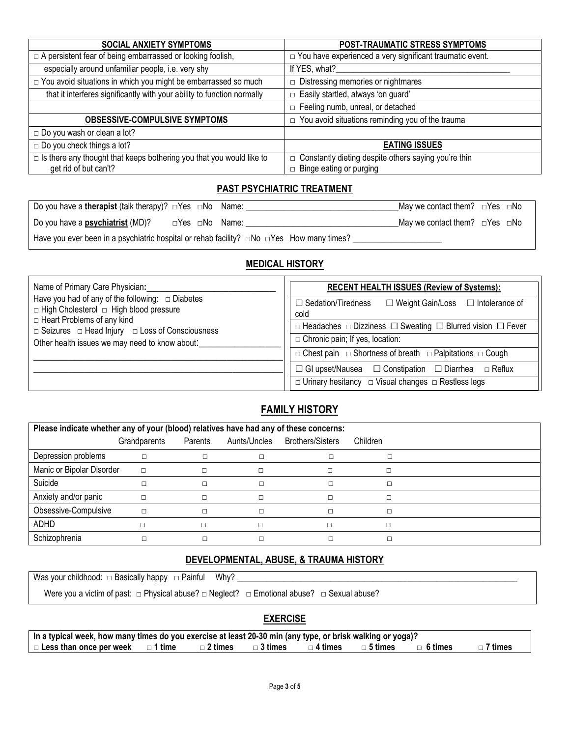| SOCIAL ANXIETY SYMPTOMS | POST-TRAUMATIC STRESS SYMPTOMS |
|---|---|
| □ A persistent fear of being embarrassed or looking foolish, especially around unfamiliar people, i.e. very shy | □ You have experienced a very significant traumatic event. If YES, what?______________________ |
| □ You avoid situations in which you might be embarrassed so much that it interferes significantly with your ability to function normally | □ Distressing memories or nightmares |
| | □ Easily startled, always 'on guard' |
| | □ Feeling numb, unreal, or detached |
| **OBSESSIVE-COMPULSIVE SYMPTOMS** | □ You avoid situations reminding you of the trauma |
| □ Do you wash or clean a lot? | |
| □ Do you check things a lot? | **EATING ISSUES** |
| □ Is there any thought that keeps bothering you that you would like to get rid of but can't? | □ Constantly dieting despite others saying you're thin<br>□ Binge eating or purging |

## PAST PSYCHIATRIC TREATMENT

Do you have a **therapist** (talk therapy)? □Yes □No Name: ______________________ May we contact them? □Yes □No

Do you have a **psychiatrist** (MD)? □Yes □No Name: ______________________ May we contact them? □Yes □No

Have you ever been in a psychiatric hospital or rehab facility? □No □Yes How many times? ____________

## MEDICAL HISTORY

Name of Primary Care Physician: ______________________

Have you had of any of the following: □ Diabetes □ High Cholesterol □ High blood pressure □ Heart Problems of any kind □ Seizures □ Head Injury □ Loss of Consciousness

Other health issues we may need to know about: ______________________

______________________________________________

______________________________________________

| RECENT HEALTH ISSUES (Review of Systems): |
|---|
| ☐ Sedation/Tiredness ☐ Weight Gain/Loss ☐ Intolerance of cold |
| □ Headaches □ Dizziness ☐ Sweating ☐ Blurred vision ☐ Fever |
| □ Chronic pain; If yes, location: |
| □ Chest pain □ Shortness of breath □ Palpitations □ Cough |
| ☐ GI upset/Nausea ☐ Constipation ☐ Diarrhea □ Reflux |
| □ Urinary hesitancy □ Visual changes □ Restless legs |

## FAMILY HISTORY

**Please indicate whether any of your (blood) relatives have had any of these concerns:**

| | Grandparents | Parents | Aunts/Uncles | Brothers/Sisters | Children |
|---|---|---|---|---|---|
| Depression problems | □ | □ | □ | □ | □ |
| Manic or Bipolar Disorder | □ | □ | □ | □ | □ |
| Suicide | □ | □ | □ | □ | □ |
| Anxiety and/or panic | □ | □ | □ | □ | □ |
| Obsessive-Compulsive | □ | □ | □ | □ | □ |
| ADHD | □ | □ | □ | □ | □ |
| Schizophrenia | □ | □ | □ | □ | □ |

## DEVELOPMENTAL, ABUSE, & TRAUMA HISTORY

Was your childhood: □ Basically happy □ Painful Why? ______________________________

Were you a victim of past: □ Physical abuse? □ Neglect? □ Emotional abuse? □ Sexual abuse?

## EXERCISE

**In a typical week, how many times do you exercise at least 20-30 min (any type, or brisk walking or yoga)?**

**□ Less than once per week □ 1 time □ 2 times □ 3 times □ 4 times □ 5 times □ 6 times □ 7 times**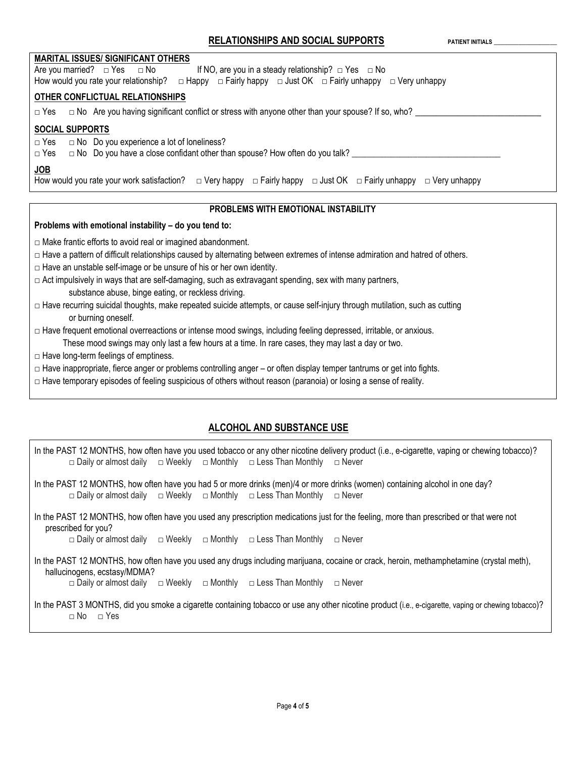## RELATIONSHIPS AND SOCIAL SUPPORTS

**PATIENT INITIALS** ____________________

### MARITAL ISSUES/ SIGNIFICANT OTHERS

Are you married? □ Yes □ No If NO, are you in a steady relationship? □ Yes □ No

How would you rate your relationship? □ Happy □ Fairly happy □ Just OK □ Fairly unhappy □ Very unhappy

### OTHER CONFLICTUAL RELATIONSHIPS

□ Yes □ No Are you having significant conflict or stress with anyone other than your spouse? If so, who? ____________________________

### SOCIAL SUPPORTS

□ Yes □ No Do you experience a lot of loneliness?

□ Yes □ No Do you have a close confidant other than spouse? How often do you talk? ___________________________________

### JOB

How would you rate your work satisfaction? □ Very happy □ Fairly happy □ Just OK □ Fairly unhappy □ Very unhappy

## PROBLEMS WITH EMOTIONAL INSTABILITY

**Problems with emotional instability – do you tend to:**

□ Make frantic efforts to avoid real or imagined abandonment.

□ Have a pattern of difficult relationships caused by alternating between extremes of intense admiration and hatred of others.

□ Have an unstable self-image or be unsure of his or her own identity.

□ Act impulsively in ways that are self-damaging, such as extravagant spending, sex with many partners, substance abuse, binge eating, or reckless driving.

□ Have recurring suicidal thoughts, make repeated suicide attempts, or cause self-injury through mutilation, such as cutting or burning oneself.

□ Have frequent emotional overreactions or intense mood swings, including feeling depressed, irritable, or anxious. These mood swings may only last a few hours at a time. In rare cases, they may last a day or two.

□ Have long-term feelings of emptiness.

□ Have inappropriate, fierce anger or problems controlling anger – or often display temper tantrums or get into fights.

□ Have temporary episodes of feeling suspicious of others without reason (paranoia) or losing a sense of reality.

## ALCOHOL AND SUBSTANCE USE

In the PAST 12 MONTHS, how often have you used tobacco or any other nicotine delivery product (i.e., e-cigarette, vaping or chewing tobacco)?
□ Daily or almost daily □ Weekly □ Monthly □ Less Than Monthly □ Never

In the PAST 12 MONTHS, how often have you had 5 or more drinks (men)/4 or more drinks (women) containing alcohol in one day?
□ Daily or almost daily □ Weekly □ Monthly □ Less Than Monthly □ Never

In the PAST 12 MONTHS, how often have you used any prescription medications just for the feeling, more than prescribed or that were not prescribed for you?
□ Daily or almost daily □ Weekly □ Monthly □ Less Than Monthly □ Never

In the PAST 12 MONTHS, how often have you used any drugs including marijuana, cocaine or crack, heroin, methamphetamine (crystal meth), hallucinogens, ecstasy/MDMA?
□ Daily or almost daily □ Weekly □ Monthly □ Less Than Monthly □ Never

In the PAST 3 MONTHS, did you smoke a cigarette containing tobacco or use any other nicotine product (i.e., e-cigarette, vaping or chewing tobacco)?
□ No □ Yes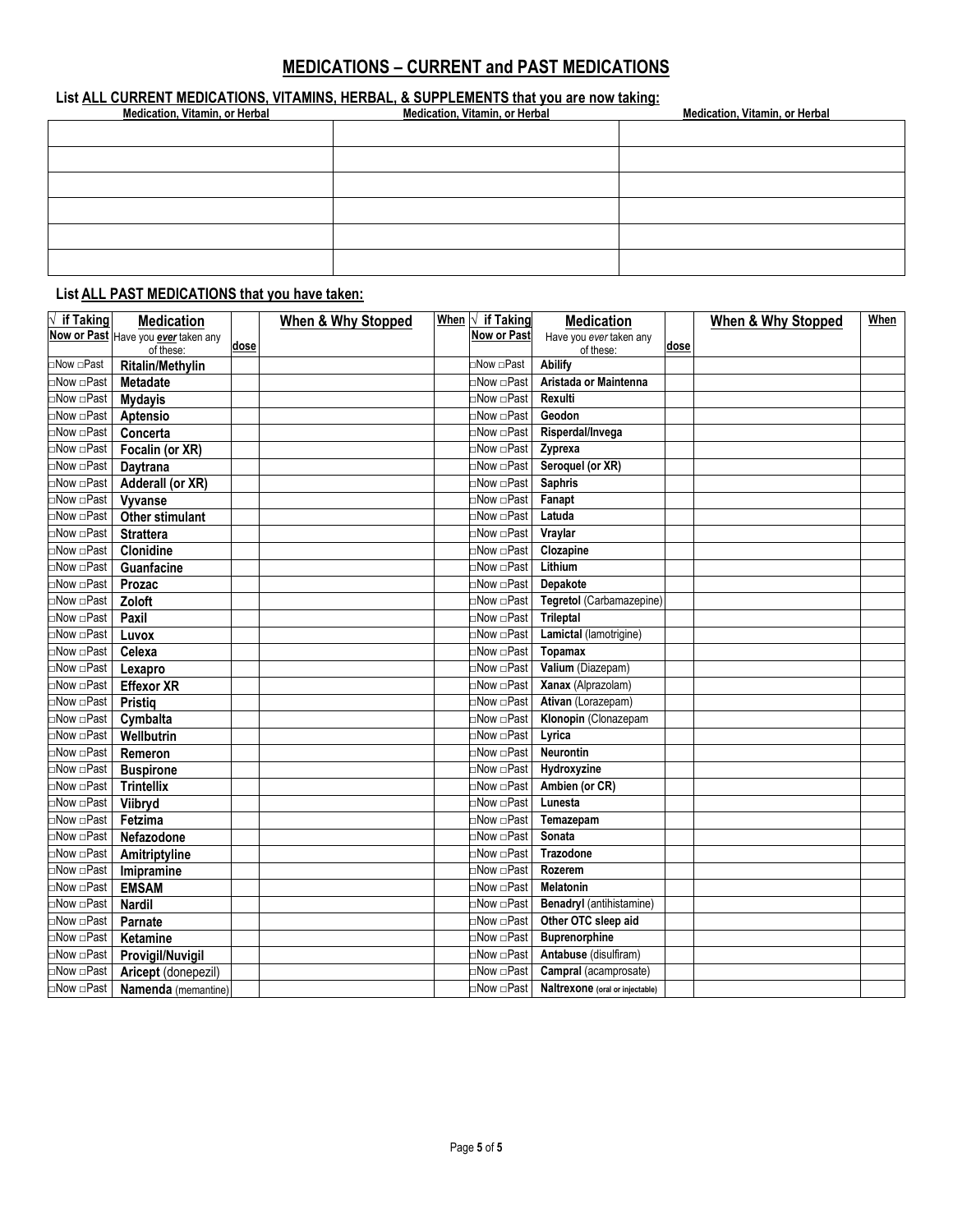# MEDICATIONS – CURRENT and PAST MEDICATIONS

**List ALL CURRENT MEDICATIONS, VITAMINS, HERBAL, & SUPPLEMENTS that you are now taking:**

| Medication, Vitamin, or Herbal | Medication, Vitamin, or Herbal | Medication, Vitamin, or Herbal |
|---|---|---|
| | | |
| | | |
| | | |
| | | |
| | | |
| | | |

**List ALL PAST MEDICATIONS that you have taken:**

| √ if Taking Now or Past | Medication Have you *ever* taken any of these: | dose | When & Why Stopped | When | √ if Taking Now or Past | Medication Have you *ever* taken any of these: | dose | When & Why Stopped | When |
|---|---|---|---|---|---|---|---|---|---|
| □Now □Past | **Ritalin/Methylin** | | | | □Now □Past | **Abilify** | | | |
| □Now □Past | **Metadate** | | | | □Now □Past | **Aristada or Maintenna** | | | |
| □Now □Past | **Mydayis** | | | | □Now □Past | **Rexulti** | | | |
| □Now □Past | **Aptensio** | | | | □Now □Past | **Geodon** | | | |
| □Now □Past | **Concerta** | | | | □Now □Past | **Risperdal/Invega** | | | |
| □Now □Past | **Focalin (or XR)** | | | | □Now □Past | **Zyprexa** | | | |
| □Now □Past | **Daytrana** | | | | □Now □Past | **Seroquel (or XR)** | | | |
| □Now □Past | **Adderall (or XR)** | | | | □Now □Past | **Saphris** | | | |
| □Now □Past | **Vyvanse** | | | | □Now □Past | **Fanapt** | | | |
| □Now □Past | **Other stimulant** | | | | □Now □Past | **Latuda** | | | |
| □Now □Past | **Strattera** | | | | □Now □Past | **Vraylar** | | | |
| □Now □Past | **Clonidine** | | | | □Now □Past | **Clozapine** | | | |
| □Now □Past | **Guanfacine** | | | | □Now □Past | **Lithium** | | | |
| □Now □Past | **Prozac** | | | | □Now □Past | **Depakote** | | | |
| □Now □Past | **Zoloft** | | | | □Now □Past | **Tegretol** (Carbamazepine) | | | |
| □Now □Past | **Paxil** | | | | □Now □Past | **Trileptal** | | | |
| □Now □Past | **Luvox** | | | | □Now □Past | **Lamictal** (lamotrigine) | | | |
| □Now □Past | **Celexa** | | | | □Now □Past | **Topamax** | | | |
| □Now □Past | **Lexapro** | | | | □Now □Past | **Valium** (Diazepam) | | | |
| □Now □Past | **Effexor XR** | | | | □Now □Past | **Xanax** (Alprazolam) | | | |
| □Now □Past | **Pristiq** | | | | □Now □Past | **Ativan** (Lorazepam) | | | |
| □Now □Past | **Cymbalta** | | | | □Now □Past | **Klonopin** (Clonazepam | | | |
| □Now □Past | **Wellbutrin** | | | | □Now □Past | **Lyrica** | | | |
| □Now □Past | **Remeron** | | | | □Now □Past | **Neurontin** | | | |
| □Now □Past | **Buspirone** | | | | □Now □Past | **Hydroxyzine** | | | |
| □Now □Past | **Trintellix** | | | | □Now □Past | **Ambien (or CR)** | | | |
| □Now □Past | **Viibryd** | | | | □Now □Past | **Lunesta** | | | |
| □Now □Past | **Fetzima** | | | | □Now □Past | **Temazepam** | | | |
| □Now □Past | **Nefazodone** | | | | □Now □Past | **Sonata** | | | |
| □Now □Past | **Amitriptyline** | | | | □Now □Past | **Trazodone** | | | |
| □Now □Past | **Imipramine** | | | | □Now □Past | **Rozerem** | | | |
| □Now □Past | **EMSAM** | | | | □Now □Past | **Melatonin** | | | |
| □Now □Past | **Nardil** | | | | □Now □Past | **Benadryl** (antihistamine) | | | |
| □Now □Past | **Parnate** | | | | □Now □Past | **Other OTC sleep aid** | | | |
| □Now □Past | **Ketamine** | | | | □Now □Past | **Buprenorphine** | | | |
| □Now □Past | **Provigil/Nuvigil** | | | | □Now □Past | **Antabuse** (disulfiram) | | | |
| □Now □Past | **Aricept** (donepezil) | | | | □Now □Past | **Campral** (acamprosate) | | | |
| □Now □Past | **Namenda** (memantine) | | | | □Now □Past | **Naltrexone** (oral or injectable) | | | |